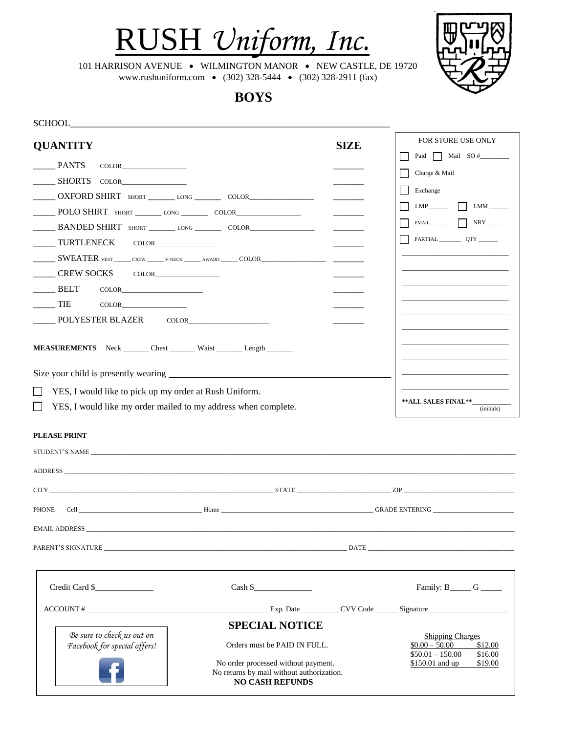# RUSH *Uniform, Inc.*

101 HARRISON AVENUE • WILMINGTON MANOR • NEW CASTLE, DE 19720
www.rushuniform.com • (302) 328-5444 • (302) 328-2911 (fax)

## BOYS

SCHOOL_______________________________________________________________

| QUANTITY | SIZE |
|---|---|
| _____ PANTS COLOR_______________ | _______ |
| _____ SHORTS COLOR_______________ | _______ |
| _____ OXFORD SHIRT SHORT _______ LONG _______ COLOR_______________ | _______ |
| _____ POLO SHIRT SHORT _______ LONG _______ COLOR_______________ | _______ |
| _____ BANDED SHIRT SHORT _______ LONG _______ COLOR_______________ | _______ |
| _____ TURTLENECK COLOR_______________ | _______ |
| _____ SWEATER VEST _____ CREW _____ V-NECK _____ AWARD _____ COLOR_______________ | _______ |
| _____ CREW SOCKS COLOR_______________ | _______ |
| _____ BELT COLOR_______________ | _______ |
| _____ TIE COLOR_______________ | _______ |
| _____ POLYESTER BLAZER COLOR_______________ | _______ |

**MEASUREMENTS** Neck _______ Chest _______ Waist _______ Length _______

Size your child is presently wearing ___________________________________

☐ YES, I would like to pick up my order at Rush Uniform.

☐ YES, I would like my order mailed to my address when complete.

FOR STORE USE ONLY

☐ Paid ☐ Mail SO #________

☐ Charge & Mail

☐ Exchange

☐ LMP _____ ☐ LMM _____

☐ EMAIL _____ ☐ NRY _____

☐ PARTIAL _______ QTY ______

**ALL SALES FINAL**___________ (initials)

**PLEASE PRINT**

STUDENT'S NAME ___________________________________________________________

ADDRESS _________________________________________________________________

CITY ______________________________ STATE ________________ ZIP _______________

PHONE Cell ____________________ Home ____________________ GRADE ENTERING ____________

EMAIL ADDRESS ____________________________________________________________

PARENT'S SIGNATURE ______________________________________ DATE ________________

Credit Card $______________ Cash $______________ Family: B_____ G _____

ACCOUNT # ______________________________ Exp. Date _________ CVV Code ______ Signature ____________________

*Be sure to check us out on Facebook for special offers!*

### SPECIAL NOTICE

Orders must be PAID IN FULL.

No order processed without payment.
No returns by mail without authorization.
**NO CASH REFUNDS**

| Shipping Charges | |
|---|---|
| $0.00 – 50.00 | $12.00 |
| $50.01 – 150.00 | $16.00 |
| $150.01 and up | $19.00 |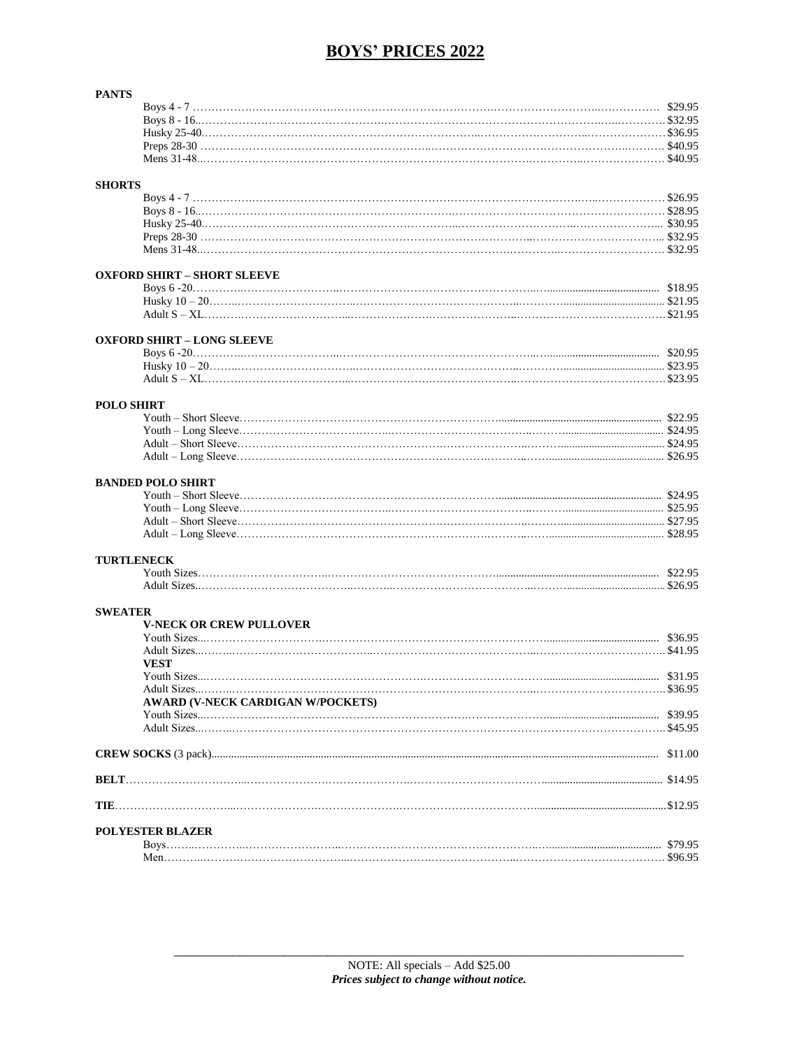# BOYS' PRICES 2022

**PANTS**

| | |
|---|---|
| Boys 4 - 7 | $29.95 |
| Boys 8 - 16 | $32.95 |
| Husky 25-40 | $36.95 |
| Preps 28-30 | $40.95 |
| Mens 31-48 | $40.95 |

**SHORTS**

| | |
|---|---|
| Boys 4 - 7 | $26.95 |
| Boys 8 - 16 | $28.95 |
| Husky 25-40 | $30.95 |
| Preps 28-30 | $32.95 |
| Mens 31-48 | $32.95 |

**OXFORD SHIRT – SHORT SLEEVE**

| | |
|---|---|
| Boys 6 -20 | $18.95 |
| Husky 10 – 20 | $21.95 |
| Adult S – XL | $21.95 |

**OXFORD SHIRT – LONG SLEEVE**

| | |
|---|---|
| Boys 6 -20 | $20.95 |
| Husky 10 – 20 | $23.95 |
| Adult S – XL | $23.95 |

**POLO SHIRT**

| | |
|---|---|
| Youth – Short Sleeve | $22.95 |
| Youth – Long Sleeve | $24.95 |
| Adult – Short Sleeve | $24.95 |
| Adult – Long Sleeve | $26.95 |

**BANDED POLO SHIRT**

| | |
|---|---|
| Youth – Short Sleeve | $24.95 |
| Youth – Long Sleeve | $25.95 |
| Adult – Short Sleeve | $27.95 |
| Adult – Long Sleeve | $28.95 |

**TURTLENECK**

| | |
|---|---|
| Youth Sizes | $22.95 |
| Adult Sizes | $26.95 |

**SWEATER**

**V-NECK OR CREW PULLOVER**

| | |
|---|---|
| Youth Sizes | $36.95 |
| Adult Sizes | $41.95 |

**VEST**

| | |
|---|---|
| Youth Sizes | $31.95 |
| Adult Sizes | $36.95 |

**AWARD (V-NECK CARDIGAN W/POCKETS)**

| | |
|---|---|
| Youth Sizes | $39.95 |
| Adult Sizes | $45.95 |

| | |
|---|---|
| **CREW SOCKS** (3 pack) | $11.00 |
| **BELT** | $14.95 |
| **TIE** | $12.95 |

**POLYESTER BLAZER**

| | |
|---|---|
| Boys | $79.95 |
| Men | $96.95 |

NOTE: All specials – Add $25.00

***Prices subject to change without notice.***